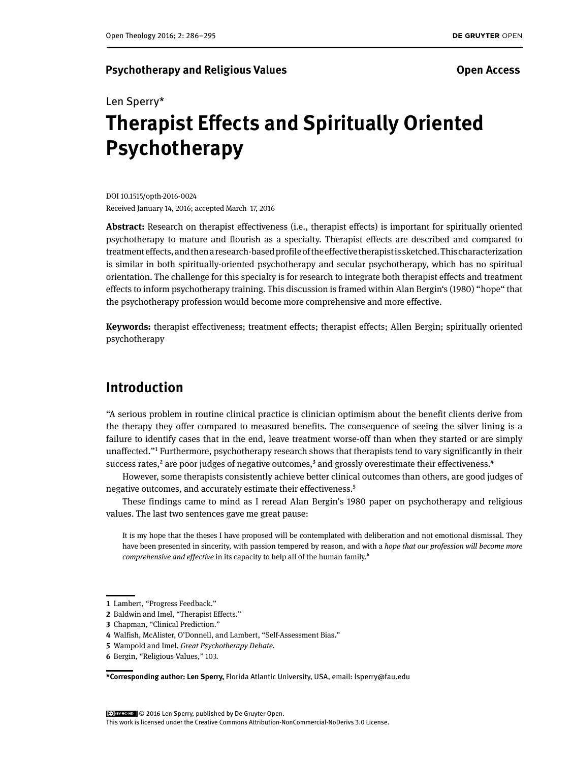**Psychotherapy and Religious Values** **Open Access**

Len Sperry*

# Therapist Effects and Spiritually Oriented Psychotherapy

DOI 10.1515/opth-2016-0024
Received January 14, 2016; accepted March 17, 2016

**Abstract:** Research on therapist effectiveness (i.e., therapist effects) is important for spiritually oriented psychotherapy to mature and flourish as a specialty. Therapist effects are described and compared to treatment effects, and then a research-based profile of the effective therapist is sketched. This characterization is similar in both spiritually-oriented psychotherapy and secular psychotherapy, which has no spiritual orientation. The challenge for this specialty is for research to integrate both therapist effects and treatment effects to inform psychotherapy training. This discussion is framed within Alan Bergin's (1980) "hope" that the psychotherapy profession would become more comprehensive and more effective.

**Keywords:** therapist effectiveness; treatment effects; therapist effects; Allen Bergin; spiritually oriented psychotherapy

## Introduction

"A serious problem in routine clinical practice is clinician optimism about the benefit clients derive from the therapy they offer compared to measured benefits. The consequence of seeing the silver lining is a failure to identify cases that in the end, leave treatment worse-off than when they started or are simply unaffected."[1] Furthermore, psychotherapy research shows that therapists tend to vary significantly in their success rates,[2] are poor judges of negative outcomes,[3] and grossly overestimate their effectiveness.[4]

However, some therapists consistently achieve better clinical outcomes than others, are good judges of negative outcomes, and accurately estimate their effectiveness.[5]

These findings came to mind as I reread Alan Bergin's 1980 paper on psychotherapy and religious values. The last two sentences gave me great pause:

> It is my hope that the theses I have proposed will be contemplated with deliberation and not emotional dismissal. They have been presented in sincerity, with passion tempered by reason, and with a *hope that our profession will become more comprehensive and effective* in its capacity to help all of the human family.[6]

1 Lambert, "Progress Feedback."
2 Baldwin and Imel, "Therapist Effects."
3 Chapman, "Clinical Prediction."
4 Walfish, McAlister, O'Donnell, and Lambert, "Self-Assessment Bias."
5 Wampold and Imel, *Great Psychotherapy Debate*.
6 Bergin, "Religious Values," 103.

**\*Corresponding author: Len Sperry,** Florida Atlantic University, USA, email: lsperry@fau.edu

© 2016 Len Sperry, published by De Gruyter Open.
This work is licensed under the Creative Commons Attribution-NonCommercial-NoDerivs 3.0 License.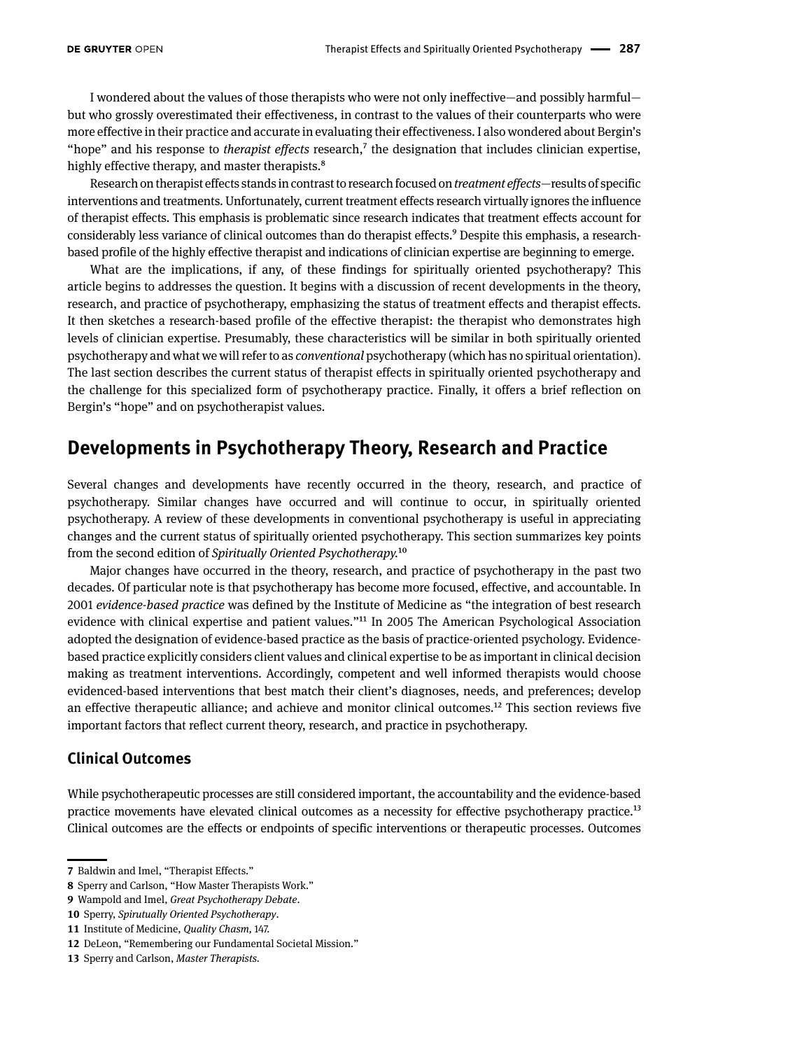I wondered about the values of those therapists who were not only ineffective—and possibly harmful—but who grossly overestimated their effectiveness, in contrast to the values of their counterparts who were more effective in their practice and accurate in evaluating their effectiveness. I also wondered about Bergin's "hope" and his response to *therapist effects* research,[7] the designation that includes clinician expertise, highly effective therapy, and master therapists.[8]

Research on therapist effects stands in contrast to research focused on *treatment effects*—results of specific interventions and treatments. Unfortunately, current treatment effects research virtually ignores the influence of therapist effects. This emphasis is problematic since research indicates that treatment effects account for considerably less variance of clinical outcomes than do therapist effects.[9] Despite this emphasis, a research-based profile of the highly effective therapist and indications of clinician expertise are beginning to emerge.

What are the implications, if any, of these findings for spiritually oriented psychotherapy? This article begins to addresses the question. It begins with a discussion of recent developments in the theory, research, and practice of psychotherapy, emphasizing the status of treatment effects and therapist effects. It then sketches a research-based profile of the effective therapist: the therapist who demonstrates high levels of clinician expertise. Presumably, these characteristics will be similar in both spiritually oriented psychotherapy and what we will refer to as *conventional* psychotherapy (which has no spiritual orientation). The last section describes the current status of therapist effects in spiritually oriented psychotherapy and the challenge for this specialized form of psychotherapy practice. Finally, it offers a brief reflection on Bergin's "hope" and on psychotherapist values.

## Developments in Psychotherapy Theory, Research and Practice

Several changes and developments have recently occurred in the theory, research, and practice of psychotherapy. Similar changes have occurred and will continue to occur, in spiritually oriented psychotherapy. A review of these developments in conventional psychotherapy is useful in appreciating changes and the current status of spiritually oriented psychotherapy. This section summarizes key points from the second edition of *Spiritually Oriented Psychotherapy.*[10]

Major changes have occurred in the theory, research, and practice of psychotherapy in the past two decades. Of particular note is that psychotherapy has become more focused, effective, and accountable. In 2001 *evidence-based practice* was defined by the Institute of Medicine as "the integration of best research evidence with clinical expertise and patient values."[11] In 2005 The American Psychological Association adopted the designation of evidence-based practice as the basis of practice-oriented psychology. Evidence-based practice explicitly considers client values and clinical expertise to be as important in clinical decision making as treatment interventions. Accordingly, competent and well informed therapists would choose evidenced-based interventions that best match their client's diagnoses, needs, and preferences; develop an effective therapeutic alliance; and achieve and monitor clinical outcomes.[12] This section reviews five important factors that reflect current theory, research, and practice in psychotherapy.

### Clinical Outcomes

While psychotherapeutic processes are still considered important, the accountability and the evidence-based practice movements have elevated clinical outcomes as a necessity for effective psychotherapy practice.[13] Clinical outcomes are the effects or endpoints of specific interventions or therapeutic processes. Outcomes

---

7 Baldwin and Imel, "Therapist Effects."

8 Sperry and Carlson, "How Master Therapists Work."

9 Wampold and Imel, *Great Psychotherapy Debate*.

10 Sperry, *Spirutually Oriented Psychotherapy*.

11 Institute of Medicine, *Quality Chasm,* 147.

12 DeLeon, "Remembering our Fundamental Societal Mission."

13 Sperry and Carlson, *Master Therapists*.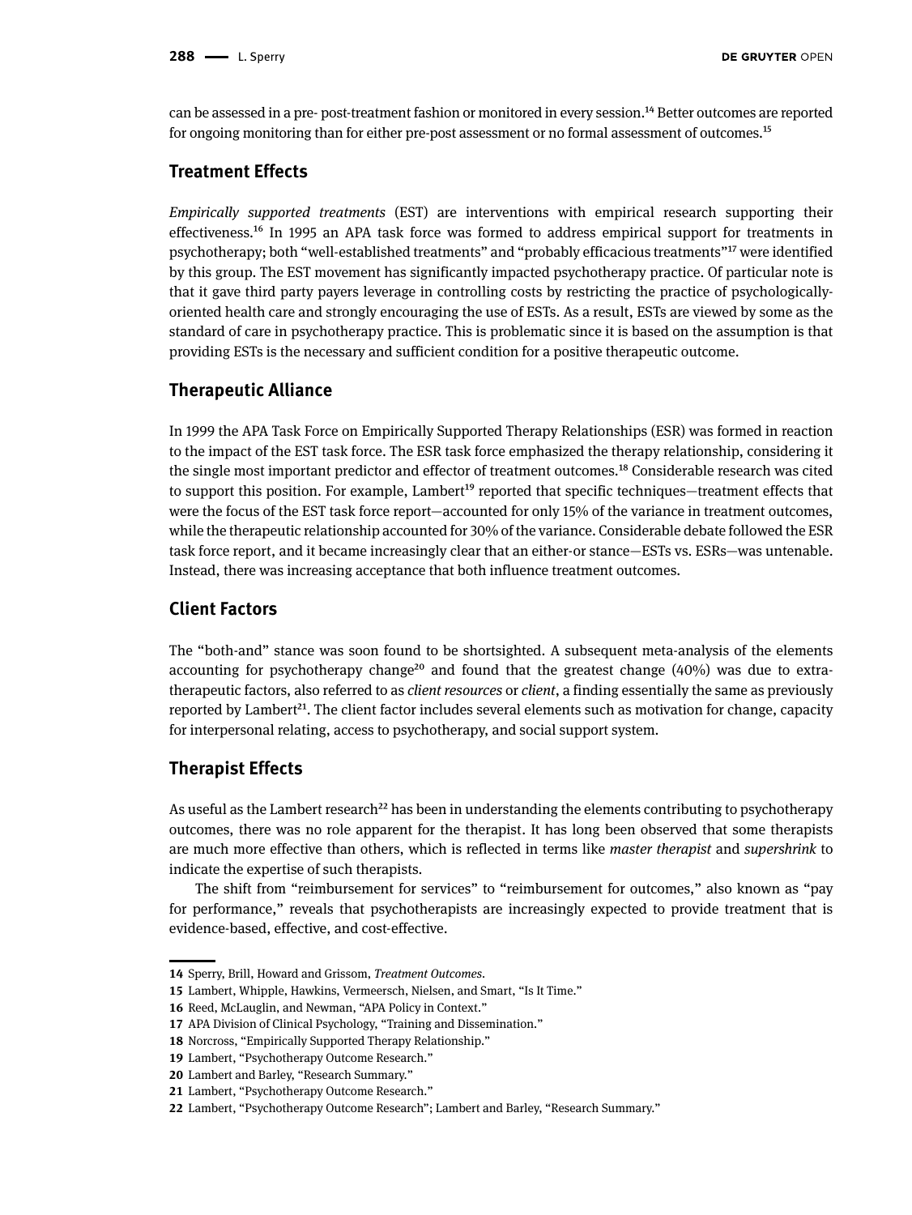can be assessed in a pre- post-treatment fashion or monitored in every session.[14] Better outcomes are reported for ongoing monitoring than for either pre-post assessment or no formal assessment of outcomes.[15]

## Treatment Effects

*Empirically supported treatments* (EST) are interventions with empirical research supporting their effectiveness.[16] In 1995 an APA task force was formed to address empirical support for treatments in psychotherapy; both "well-established treatments" and "probably efficacious treatments"[17] were identified by this group. The EST movement has significantly impacted psychotherapy practice. Of particular note is that it gave third party payers leverage in controlling costs by restricting the practice of psychologically-oriented health care and strongly encouraging the use of ESTs. As a result, ESTs are viewed by some as the standard of care in psychotherapy practice. This is problematic since it is based on the assumption is that providing ESTs is the necessary and sufficient condition for a positive therapeutic outcome.

## Therapeutic Alliance

In 1999 the APA Task Force on Empirically Supported Therapy Relationships (ESR) was formed in reaction to the impact of the EST task force. The ESR task force emphasized the therapy relationship, considering it the single most important predictor and effector of treatment outcomes.[18] Considerable research was cited to support this position. For example, Lambert[19] reported that specific techniques—treatment effects that were the focus of the EST task force report—accounted for only 15% of the variance in treatment outcomes, while the therapeutic relationship accounted for 30% of the variance. Considerable debate followed the ESR task force report, and it became increasingly clear that an either-or stance—ESTs vs. ESRs—was untenable. Instead, there was increasing acceptance that both influence treatment outcomes.

## Client Factors

The "both-and" stance was soon found to be shortsighted. A subsequent meta-analysis of the elements accounting for psychotherapy change[20] and found that the greatest change (40%) was due to extra-therapeutic factors, also referred to as *client resources* or *client*, a finding essentially the same as previously reported by Lambert[21]. The client factor includes several elements such as motivation for change, capacity for interpersonal relating, access to psychotherapy, and social support system.

## Therapist Effects

As useful as the Lambert research[22] has been in understanding the elements contributing to psychotherapy outcomes, there was no role apparent for the therapist. It has long been observed that some therapists are much more effective than others, which is reflected in terms like *master therapist* and *supershrink* to indicate the expertise of such therapists.

The shift from "reimbursement for services" to "reimbursement for outcomes," also known as "pay for performance," reveals that psychotherapists are increasingly expected to provide treatment that is evidence-based, effective, and cost-effective.

---

**14** Sperry, Brill, Howard and Grissom, *Treatment Outcomes*.
**15** Lambert, Whipple, Hawkins, Vermeersch, Nielsen, and Smart, "Is It Time."
**16** Reed, McLaughlin, and Newman, "APA Policy in Context."
**17** APA Division of Clinical Psychology, "Training and Dissemination."
**18** Norcross, "Empirically Supported Therapy Relationship."
**19** Lambert, "Psychotherapy Outcome Research."
**20** Lambert and Barley, "Research Summary."
**21** Lambert, "Psychotherapy Outcome Research."
**22** Lambert, "Psychotherapy Outcome Research"; Lambert and Barley, "Research Summary."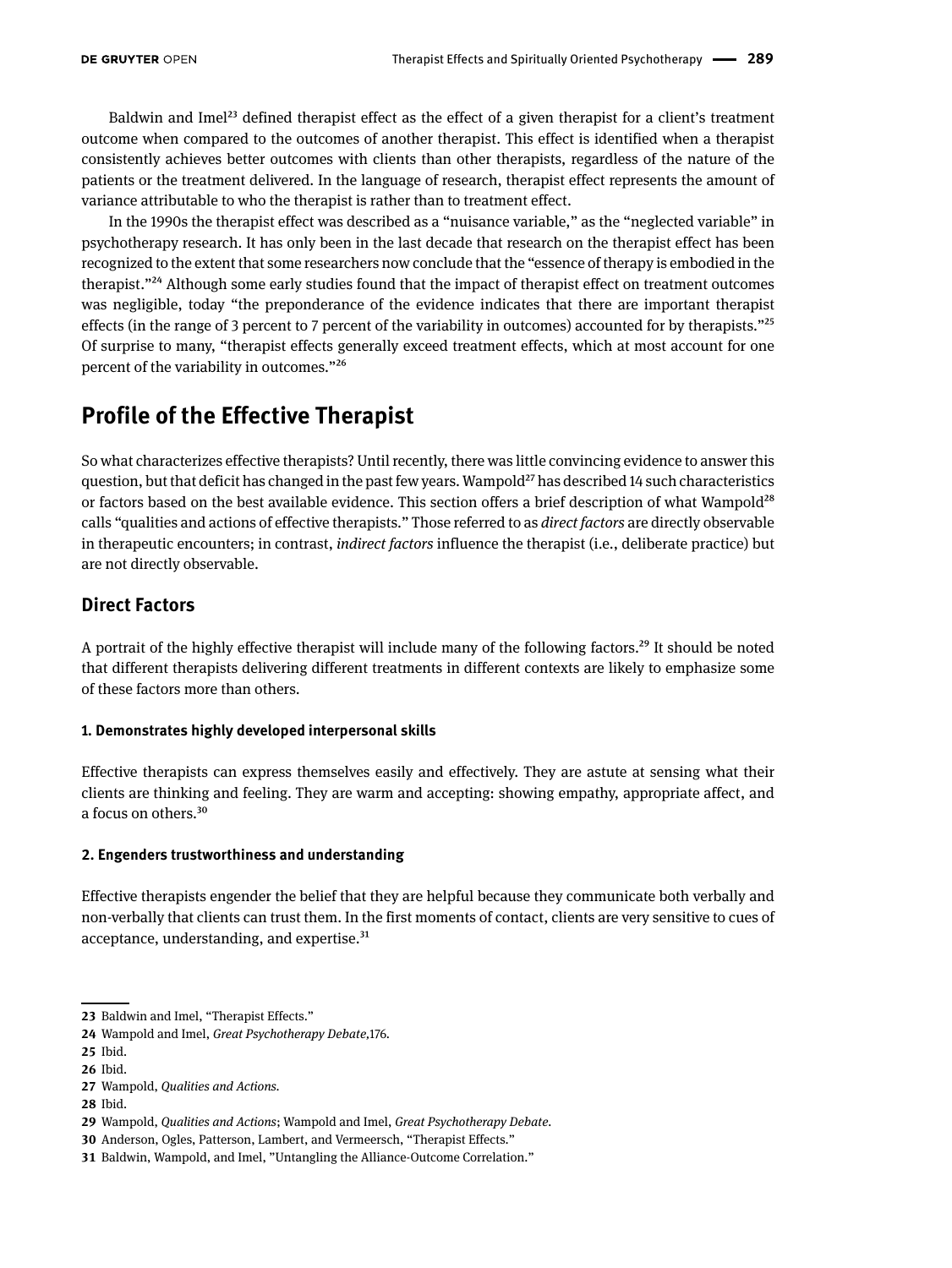Baldwin and Imel[23] defined therapist effect as the effect of a given therapist for a client's treatment outcome when compared to the outcomes of another therapist. This effect is identified when a therapist consistently achieves better outcomes with clients than other therapists, regardless of the nature of the patients or the treatment delivered. In the language of research, therapist effect represents the amount of variance attributable to who the therapist is rather than to treatment effect.

In the 1990s the therapist effect was described as a "nuisance variable," as the "neglected variable" in psychotherapy research. It has only been in the last decade that research on the therapist effect has been recognized to the extent that some researchers now conclude that the "essence of therapy is embodied in the therapist."[24] Although some early studies found that the impact of therapist effect on treatment outcomes was negligible, today "the preponderance of the evidence indicates that there are important therapist effects (in the range of 3 percent to 7 percent of the variability in outcomes) accounted for by therapists."[25] Of surprise to many, "therapist effects generally exceed treatment effects, which at most account for one percent of the variability in outcomes."[26]

## Profile of the Effective Therapist

So what characterizes effective therapists? Until recently, there was little convincing evidence to answer this question, but that deficit has changed in the past few years. Wampold[27] has described 14 such characteristics or factors based on the best available evidence. This section offers a brief description of what Wampold[28] calls "qualities and actions of effective therapists." Those referred to as *direct factors* are directly observable in therapeutic encounters; in contrast, *indirect factors* influence the therapist (i.e., deliberate practice) but are not directly observable.

### Direct Factors

A portrait of the highly effective therapist will include many of the following factors.[29] It should be noted that different therapists delivering different treatments in different contexts are likely to emphasize some of these factors more than others.

#### 1. Demonstrates highly developed interpersonal skills

Effective therapists can express themselves easily and effectively. They are astute at sensing what their clients are thinking and feeling. They are warm and accepting: showing empathy, appropriate affect, and a focus on others.[30]

#### 2. Engenders trustworthiness and understanding

Effective therapists engender the belief that they are helpful because they communicate both verbally and non-verbally that clients can trust them. In the first moments of contact, clients are very sensitive to cues of acceptance, understanding, and expertise.[31]

---

23 Baldwin and Imel, "Therapist Effects."

24 Wampold and Imel, *Great Psychotherapy Debate*,176.

25 Ibid.

26 Ibid.

27 Wampold, *Qualities and Actions.*

28 Ibid.

29 Wampold, *Qualities and Actions*; Wampold and Imel, *Great Psychotherapy Debate*.

30 Anderson, Ogles, Patterson, Lambert, and Vermeersch, "Therapist Effects."

31 Baldwin, Wampold, and Imel, "Untangling the Alliance-Outcome Correlation."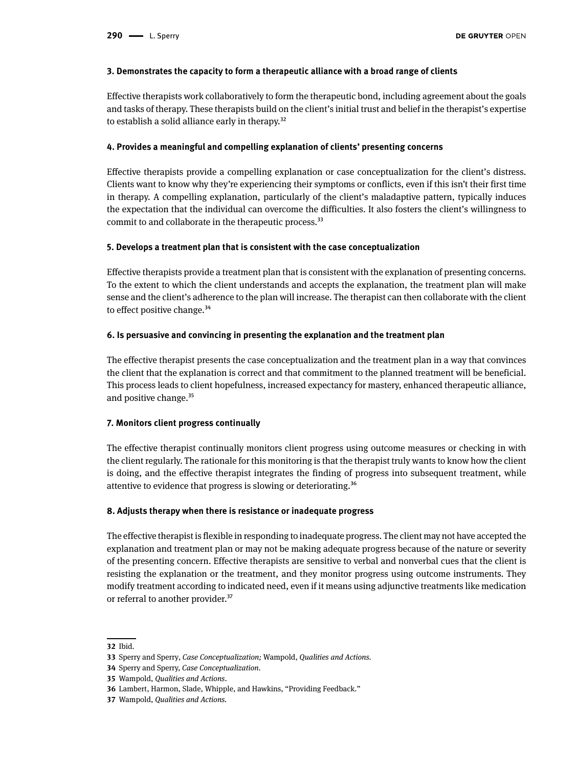**3. Demonstrates the capacity to form a therapeutic alliance with a broad range of clients**

Effective therapists work collaboratively to form the therapeutic bond, including agreement about the goals and tasks of therapy. These therapists build on the client's initial trust and belief in the therapist's expertise to establish a solid alliance early in therapy.[32]

**4. Provides a meaningful and compelling explanation of clients' presenting concerns**

Effective therapists provide a compelling explanation or case conceptualization for the client's distress. Clients want to know why they're experiencing their symptoms or conflicts, even if this isn't their first time in therapy. A compelling explanation, particularly of the client's maladaptive pattern, typically induces the expectation that the individual can overcome the difficulties. It also fosters the client's willingness to commit to and collaborate in the therapeutic process.[33]

**5. Develops a treatment plan that is consistent with the case conceptualization**

Effective therapists provide a treatment plan that is consistent with the explanation of presenting concerns. To the extent to which the client understands and accepts the explanation, the treatment plan will make sense and the client's adherence to the plan will increase. The therapist can then collaborate with the client to effect positive change.[34]

**6. Is persuasive and convincing in presenting the explanation and the treatment plan**

The effective therapist presents the case conceptualization and the treatment plan in a way that convinces the client that the explanation is correct and that commitment to the planned treatment will be beneficial. This process leads to client hopefulness, increased expectancy for mastery, enhanced therapeutic alliance, and positive change.[35]

**7. Monitors client progress continually**

The effective therapist continually monitors client progress using outcome measures or checking in with the client regularly. The rationale for this monitoring is that the therapist truly wants to know how the client is doing, and the effective therapist integrates the finding of progress into subsequent treatment, while attentive to evidence that progress is slowing or deteriorating.[36]

**8. Adjusts therapy when there is resistance or inadequate progress**

The effective therapist is flexible in responding to inadequate progress. The client may not have accepted the explanation and treatment plan or may not be making adequate progress because of the nature or severity of the presenting concern. Effective therapists are sensitive to verbal and nonverbal cues that the client is resisting the explanation or the treatment, and they monitor progress using outcome instruments. They modify treatment according to indicated need, even if it means using adjunctive treatments like medication or referral to another provider.[37]

---

32 Ibid.

33 Sperry and Sperry, *Case Conceptualization;* Wampold, *Qualities and Actions.*

34 Sperry and Sperry, *Case Conceptualization.*

35 Wampold, *Qualities and Actions.*

36 Lambert, Harmon, Slade, Whipple, and Hawkins, "Providing Feedback."

37 Wampold, *Qualities and Actions.*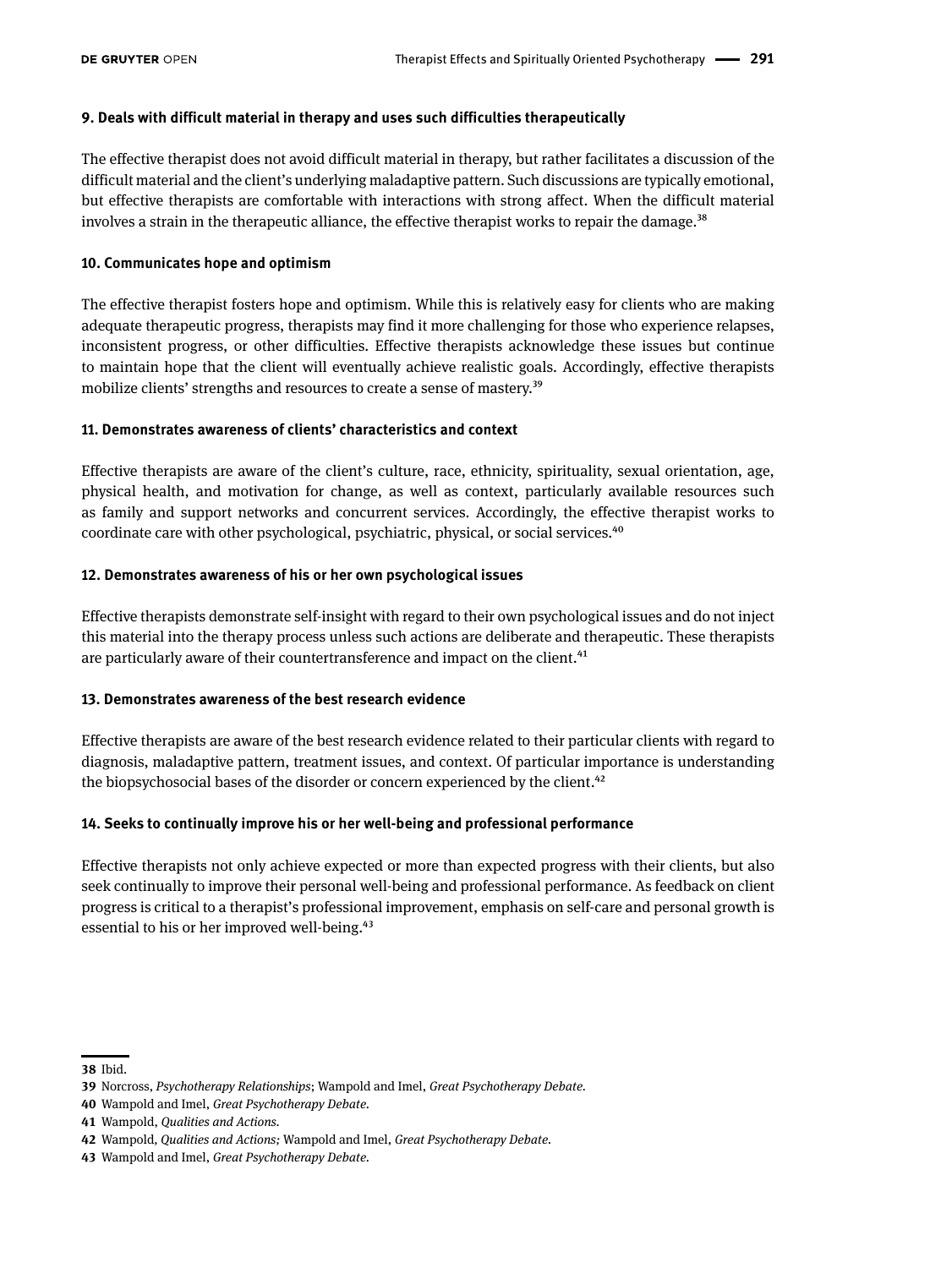**9. Deals with difficult material in therapy and uses such difficulties therapeutically**

The effective therapist does not avoid difficult material in therapy, but rather facilitates a discussion of the difficult material and the client's underlying maladaptive pattern. Such discussions are typically emotional, but effective therapists are comfortable with interactions with strong affect. When the difficult material involves a strain in the therapeutic alliance, the effective therapist works to repair the damage.[38]

**10. Communicates hope and optimism**

The effective therapist fosters hope and optimism. While this is relatively easy for clients who are making adequate therapeutic progress, therapists may find it more challenging for those who experience relapses, inconsistent progress, or other difficulties. Effective therapists acknowledge these issues but continue to maintain hope that the client will eventually achieve realistic goals. Accordingly, effective therapists mobilize clients' strengths and resources to create a sense of mastery.[39]

**11. Demonstrates awareness of clients' characteristics and context**

Effective therapists are aware of the client's culture, race, ethnicity, spirituality, sexual orientation, age, physical health, and motivation for change, as well as context, particularly available resources such as family and support networks and concurrent services. Accordingly, the effective therapist works to coordinate care with other psychological, psychiatric, physical, or social services.[40]

**12. Demonstrates awareness of his or her own psychological issues**

Effective therapists demonstrate self-insight with regard to their own psychological issues and do not inject this material into the therapy process unless such actions are deliberate and therapeutic. These therapists are particularly aware of their countertransference and impact on the client.[41]

**13. Demonstrates awareness of the best research evidence**

Effective therapists are aware of the best research evidence related to their particular clients with regard to diagnosis, maladaptive pattern, treatment issues, and context. Of particular importance is understanding the biopsychosocial bases of the disorder or concern experienced by the client.[42]

**14. Seeks to continually improve his or her well-being and professional performance**

Effective therapists not only achieve expected or more than expected progress with their clients, but also seek continually to improve their personal well-being and professional performance. As feedback on client progress is critical to a therapist's professional improvement, emphasis on self-care and personal growth is essential to his or her improved well-being.[43]

---

38 Ibid.

39 Norcross, *Psychotherapy Relationships*; Wampold and Imel, *Great Psychotherapy Debate*.

40 Wampold and Imel, *Great Psychotherapy Debate*.

41 Wampold, *Qualities and Actions*.

42 Wampold, *Qualities and Actions;* Wampold and Imel, *Great Psychotherapy Debate*.

43 Wampold and Imel, *Great Psychotherapy Debate*.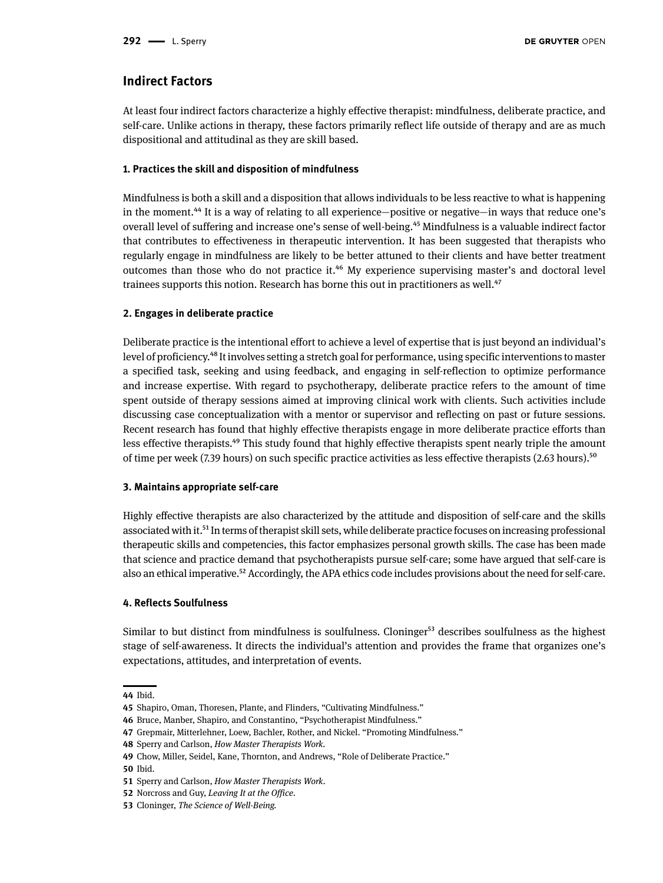## Indirect Factors

At least four indirect factors characterize a highly effective therapist: mindfulness, deliberate practice, and self-care. Unlike actions in therapy, these factors primarily reflect life outside of therapy and are as much dispositional and attitudinal as they are skill based.

#### 1. Practices the skill and disposition of mindfulness

Mindfulness is both a skill and a disposition that allows individuals to be less reactive to what is happening in the moment.[44] It is a way of relating to all experience—positive or negative—in ways that reduce one's overall level of suffering and increase one's sense of well-being.[45] Mindfulness is a valuable indirect factor that contributes to effectiveness in therapeutic intervention. It has been suggested that therapists who regularly engage in mindfulness are likely to be better attuned to their clients and have better treatment outcomes than those who do not practice it.[46] My experience supervising master's and doctoral level trainees supports this notion. Research has borne this out in practitioners as well.[47]

#### 2. Engages in deliberate practice

Deliberate practice is the intentional effort to achieve a level of expertise that is just beyond an individual's level of proficiency.[48] It involves setting a stretch goal for performance, using specific interventions to master a specified task, seeking and using feedback, and engaging in self-reflection to optimize performance and increase expertise. With regard to psychotherapy, deliberate practice refers to the amount of time spent outside of therapy sessions aimed at improving clinical work with clients. Such activities include discussing case conceptualization with a mentor or supervisor and reflecting on past or future sessions. Recent research has found that highly effective therapists engage in more deliberate practice efforts than less effective therapists.[49] This study found that highly effective therapists spent nearly triple the amount of time per week (7.39 hours) on such specific practice activities as less effective therapists (2.63 hours).[50]

#### 3. Maintains appropriate self-care

Highly effective therapists are also characterized by the attitude and disposition of self-care and the skills associated with it.[51] In terms of therapist skill sets, while deliberate practice focuses on increasing professional therapeutic skills and competencies, this factor emphasizes personal growth skills. The case has been made that science and practice demand that psychotherapists pursue self-care; some have argued that self-care is also an ethical imperative.[52] Accordingly, the APA ethics code includes provisions about the need for self-care.

#### 4. Reflects Soulfulness

Similar to but distinct from mindfulness is soulfulness. Cloninger[53] describes soulfulness as the highest stage of self-awareness. It directs the individual's attention and provides the frame that organizes one's expectations, attitudes, and interpretation of events.

---

44 Ibid.
45 Shapiro, Oman, Thoresen, Plante, and Flinders, "Cultivating Mindfulness."
46 Bruce, Manber, Shapiro, and Constantino, "Psychotherapist Mindfulness."
47 Grepmair, Mitterlehner, Loew, Bachler, Rother, and Nickel. "Promoting Mindfulness."
48 Sperry and Carlson, *How Master Therapists Work*.
49 Chow, Miller, Seidel, Kane, Thornton, and Andrews, "Role of Deliberate Practice."
50 Ibid.
51 Sperry and Carlson, *How Master Therapists Work*.
52 Norcross and Guy, *Leaving It at the Office*.
53 Cloninger, *The Science of Well-Being*.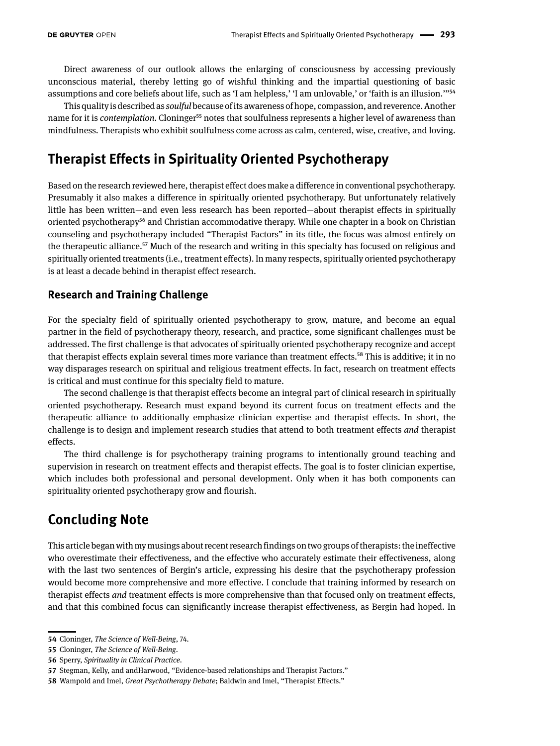Direct awareness of our outlook allows the enlarging of consciousness by accessing previously unconscious material, thereby letting go of wishful thinking and the impartial questioning of basic assumptions and core beliefs about life, such as 'I am helpless,' 'I am unlovable,' or 'faith is an illusion.'"[54]

This quality is described as *soulful* because of its awareness of hope, compassion, and reverence. Another name for it is *contemplation*. Cloninger[55] notes that soulfulness represents a higher level of awareness than mindfulness. Therapists who exhibit soulfulness come across as calm, centered, wise, creative, and loving.

## Therapist Effects in Spirituality Oriented Psychotherapy

Based on the research reviewed here, therapist effect does make a difference in conventional psychotherapy. Presumably it also makes a difference in spiritually oriented psychotherapy. But unfortunately relatively little has been written—and even less research has been reported—about therapist effects in spiritually oriented psychotherapy[56] and Christian accommodative therapy. While one chapter in a book on Christian counseling and psychotherapy included "Therapist Factors" in its title, the focus was almost entirely on the therapeutic alliance.[57] Much of the research and writing in this specialty has focused on religious and spiritually oriented treatments (i.e., treatment effects). In many respects, spiritually oriented psychotherapy is at least a decade behind in therapist effect research.

### Research and Training Challenge

For the specialty field of spiritually oriented psychotherapy to grow, mature, and become an equal partner in the field of psychotherapy theory, research, and practice, some significant challenges must be addressed. The first challenge is that advocates of spiritually oriented psychotherapy recognize and accept that therapist effects explain several times more variance than treatment effects.[58] This is additive; it in no way disparages research on spiritual and religious treatment effects. In fact, research on treatment effects is critical and must continue for this specialty field to mature.

The second challenge is that therapist effects become an integral part of clinical research in spiritually oriented psychotherapy. Research must expand beyond its current focus on treatment effects and the therapeutic alliance to additionally emphasize clinician expertise and therapist effects. In short, the challenge is to design and implement research studies that attend to both treatment effects *and* therapist effects.

The third challenge is for psychotherapy training programs to intentionally ground teaching and supervision in research on treatment effects and therapist effects. The goal is to foster clinician expertise, which includes both professional and personal development. Only when it has both components can spirituality oriented psychotherapy grow and flourish.

## Concluding Note

This article began with my musings about recent research findings on two groups of therapists: the ineffective who overestimate their effectiveness, and the effective who accurately estimate their effectiveness, along with the last two sentences of Bergin's article, expressing his desire that the psychotherapy profession would become more comprehensive and more effective. I conclude that training informed by research on therapist effects *and* treatment effects is more comprehensive than that focused only on treatment effects, and that this combined focus can significantly increase therapist effectiveness, as Bergin had hoped. In

---

54 Cloninger, *The Science of Well-Being*, 74.

55 Cloninger, *The Science of Well-Being*.

56 Sperry, *Spirituality in Clinical Practice*.

57 Stegman, Kelly, and andHarwood, "Evidence-based relationships and Therapist Factors."

58 Wampold and Imel, *Great Psychotherapy Debate*; Baldwin and Imel, "Therapist Effects."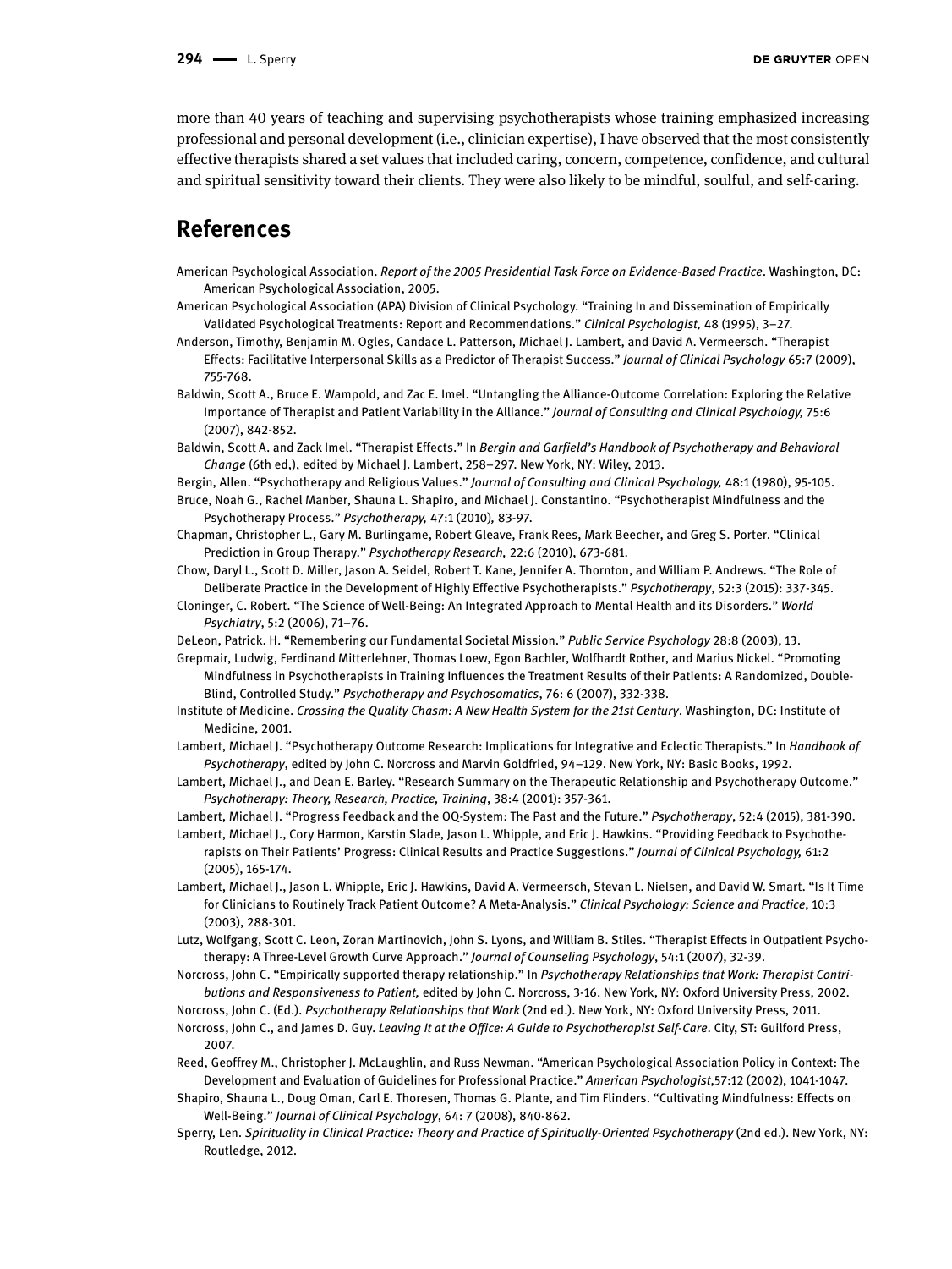more than 40 years of teaching and supervising psychotherapists whose training emphasized increasing professional and personal development (i.e., clinician expertise), I have observed that the most consistently effective therapists shared a set values that included caring, concern, competence, confidence, and cultural and spiritual sensitivity toward their clients. They were also likely to be mindful, soulful, and self-caring.

## References

American Psychological Association. *Report of the 2005 Presidential Task Force on Evidence-Based Practice*. Washington, DC: American Psychological Association, 2005.

American Psychological Association (APA) Division of Clinical Psychology. "Training In and Dissemination of Empirically Validated Psychological Treatments: Report and Recommendations." *Clinical Psychologist,* 48 (1995), 3–27.

Anderson, Timothy, Benjamin M. Ogles, Candace L. Patterson, Michael J. Lambert, and David A. Vermeersch. "Therapist Effects: Facilitative Interpersonal Skills as a Predictor of Therapist Success." *Journal of Clinical Psychology* 65:7 (2009), 755-768.

Baldwin, Scott A., Bruce E. Wampold, and Zac E. Imel. "Untangling the Alliance-Outcome Correlation: Exploring the Relative Importance of Therapist and Patient Variability in the Alliance." *Journal of Consulting and Clinical Psychology,* 75:6 (2007), 842-852.

Baldwin, Scott A. and Zack Imel. "Therapist Effects." In *Bergin and Garfield's Handbook of Psychotherapy and Behavioral Change* (6th ed,), edited by Michael J. Lambert, 258–297. New York, NY: Wiley, 2013.

Bergin, Allen. "Psychotherapy and Religious Values." *Journal of Consulting and Clinical Psychology,* 48:1 (1980), 95-105.

Bruce, Noah G., Rachel Manber, Shauna L. Shapiro, and Michael J. Constantino. "Psychotherapist Mindfulness and the Psychotherapy Process." *Psychotherapy,* 47:1 (2010)*,* 83-97.

Chapman, Christopher L., Gary M. Burlingame, Robert Gleave, Frank Rees, Mark Beecher, and Greg S. Porter. "Clinical Prediction in Group Therapy." *Psychotherapy Research,* 22:6 (2010), 673-681.

Chow, Daryl L., Scott D. Miller, Jason A. Seidel, Robert T. Kane, Jennifer A. Thornton, and William P. Andrews. "The Role of Deliberate Practice in the Development of Highly Effective Psychotherapists." *Psychotherapy*, 52:3 (2015): 337-345.

Cloninger, C. Robert. "The Science of Well-Being: An Integrated Approach to Mental Health and its Disorders." *World Psychiatry*, 5:2 (2006), 71–76.

DeLeon, Patrick. H. "Remembering our Fundamental Societal Mission." *Public Service Psychology* 28:8 (2003), 13.

Grepmair, Ludwig, Ferdinand Mitterlehner, Thomas Loew, Egon Bachler, Wolfhardt Rother, and Marius Nickel. "Promoting Mindfulness in Psychotherapists in Training Influences the Treatment Results of their Patients: A Randomized, Double-Blind, Controlled Study." *Psychotherapy and Psychosomatics*, 76: 6 (2007), 332-338.

Institute of Medicine. *Crossing the Quality Chasm: A New Health System for the 21st Century*. Washington, DC: Institute of Medicine, 2001.

Lambert, Michael J. "Psychotherapy Outcome Research: Implications for Integrative and Eclectic Therapists." In *Handbook of Psychotherapy*, edited by John C. Norcross and Marvin Goldfried, 94–129. New York, NY: Basic Books, 1992.

Lambert, Michael J., and Dean E. Barley. "Research Summary on the Therapeutic Relationship and Psychotherapy Outcome." *Psychotherapy: Theory, Research, Practice, Training*, 38:4 (2001): 357-361.

Lambert, Michael J. "Progress Feedback and the OQ-System: The Past and the Future." *Psychotherapy*, 52:4 (2015), 381-390.

Lambert, Michael J., Cory Harmon, Karstin Slade, Jason L. Whipple, and Eric J. Hawkins. "Providing Feedback to Psychotherapists on Their Patients' Progress: Clinical Results and Practice Suggestions." *Journal of Clinical Psychology,* 61:2 (2005), 165-174.

Lambert, Michael J., Jason L. Whipple, Eric J. Hawkins, David A. Vermeersch, Stevan L. Nielsen, and David W. Smart. "Is It Time for Clinicians to Routinely Track Patient Outcome? A Meta-Analysis." *Clinical Psychology: Science and Practice*, 10:3 (2003), 288-301.

Lutz, Wolfgang, Scott C. Leon, Zoran Martinovich, John S. Lyons, and William B. Stiles. "Therapist Effects in Outpatient Psychotherapy: A Three-Level Growth Curve Approach." *Journal of Counseling Psychology*, 54:1 (2007), 32-39.

Norcross, John C. "Empirically supported therapy relationship." In *Psychotherapy Relationships that Work: Therapist Contributions and Responsiveness to Patient,* edited by John C. Norcross, 3-16. New York, NY: Oxford University Press, 2002.

Norcross, John C. (Ed.). *Psychotherapy Relationships that Work* (2nd ed.). New York, NY: Oxford University Press, 2011.

Norcross, John C., and James D. Guy. *Leaving It at the Office: A Guide to Psychotherapist Self-Care*. City, ST: Guilford Press, 2007.

Reed, Geoffrey M., Christopher J. McLaughlin, and Russ Newman. "American Psychological Association Policy in Context: The Development and Evaluation of Guidelines for Professional Practice." *American Psychologist*,57:12 (2002), 1041-1047.

Shapiro, Shauna L., Doug Oman, Carl E. Thoresen, Thomas G. Plante, and Tim Flinders. "Cultivating Mindfulness: Effects on Well-Being." *Journal of Clinical Psychology*, 64: 7 (2008), 840-862.

Sperry, Len. *Spirituality in Clinical Practice: Theory and Practice of Spiritually-Oriented Psychotherapy* (2nd ed.). New York, NY: Routledge, 2012.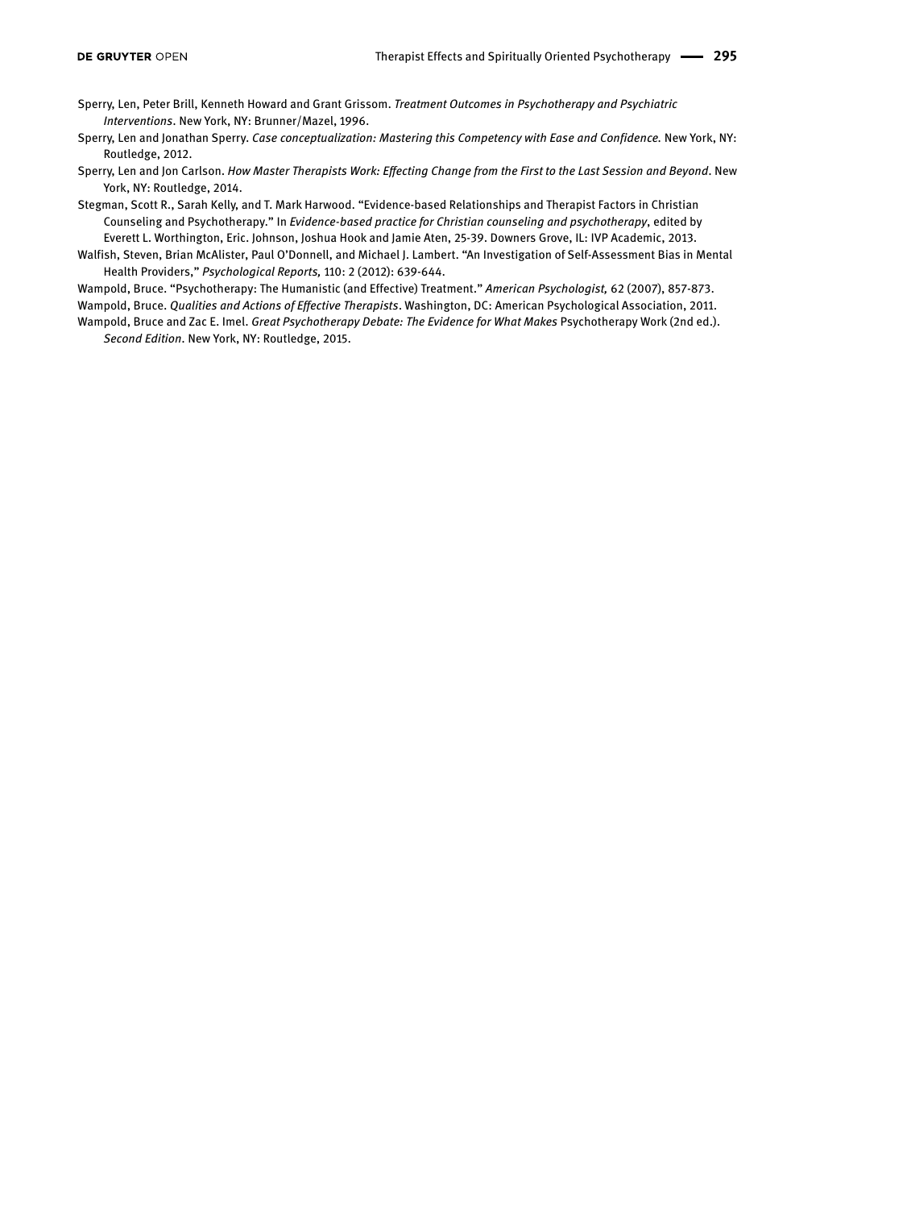Sperry, Len, Peter Brill, Kenneth Howard and Grant Grissom. *Treatment Outcomes in Psychotherapy and Psychiatric Interventions*. New York, NY: Brunner/Mazel, 1996.

Sperry, Len and Jonathan Sperry. *Case conceptualization: Mastering this Competency with Ease and Confidence*. New York, NY: Routledge, 2012.

Sperry, Len and Jon Carlson. *How Master Therapists Work: Effecting Change from the First to the Last Session and Beyond*. New York, NY: Routledge, 2014.

Stegman, Scott R., Sarah Kelly, and T. Mark Harwood. "Evidence-based Relationships and Therapist Factors in Christian Counseling and Psychotherapy." In *Evidence-based practice for Christian counseling and psychotherapy*, edited by Everett L. Worthington, Eric. Johnson, Joshua Hook and Jamie Aten, 25-39. Downers Grove, IL: IVP Academic, 2013.

Walfish, Steven, Brian McAlister, Paul O'Donnell, and Michael J. Lambert. "An Investigation of Self-Assessment Bias in Mental Health Providers," *Psychological Reports,* 110: 2 (2012): 639-644.

Wampold, Bruce. "Psychotherapy: The Humanistic (and Effective) Treatment." *American Psychologist,* 62 (2007), 857-873.

Wampold, Bruce. *Qualities and Actions of Effective Therapists*. Washington, DC: American Psychological Association, 2011.

Wampold, Bruce and Zac E. Imel. *Great Psychotherapy Debate: The Evidence for What Makes* Psychotherapy Work (2nd ed.). *Second Edition*. New York, NY: Routledge, 2015.